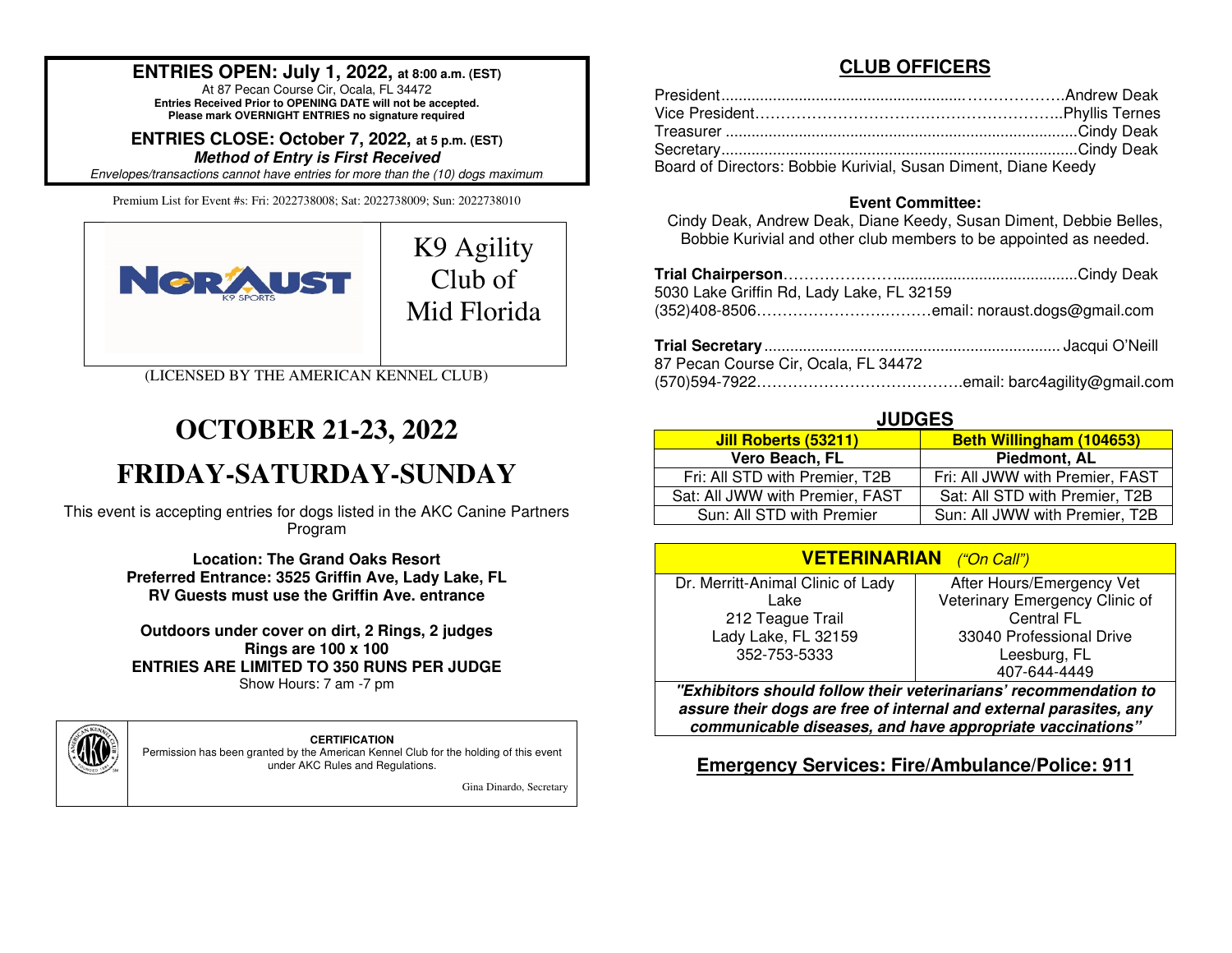**ENTRIES OPEN: July 1, 2022, at 8:00 a.m. (EST)**
At 87 Pecan Course Cir, Ocala, FL 34472
**Entries Received Prior to OPENING DATE will not be accepted.**
**Please mark OVERNIGHT ENTRIES no signature required**

**ENTRIES CLOSE: October 7, 2022, at 5 p.m. (EST)**
***Method of Entry is First Received***
*Envelopes/transactions cannot have entries for more than the (10) dogs maximum*

Premium List for Event #s: Fri: 2022738008; Sat: 2022738009; Sun: 2022738010

NORAUST K9 SPORTS

K9 Agility Club of Mid Florida

(LICENSED BY THE AMERICAN KENNEL CLUB)

# OCTOBER 21-23, 2022

# FRIDAY-SATURDAY-SUNDAY

This event is accepting entries for dogs listed in the AKC Canine Partners Program

**Location: The Grand Oaks Resort**
**Preferred Entrance: 3525 Griffin Ave, Lady Lake, FL**
**RV Guests must use the Griffin Ave. entrance**

**Outdoors under cover on dirt, 2 Rings, 2 judges**
**Rings are 100 x 100**
**ENTRIES ARE LIMITED TO 350 RUNS PER JUDGE**
Show Hours: 7 am -7 pm

**CERTIFICATION**
Permission has been granted by the American Kennel Club for the holding of this event under AKC Rules and Regulations.

Gina Dinardo, Secretary

## CLUB OFFICERS

President.........................................................Andrew Deak
Vice President.........................................................Phyllis Ternes
Treasurer .........................................................Cindy Deak
Secretary.........................................................Cindy Deak
Board of Directors: Bobbie Kurivial, Susan Diment, Diane Keedy

**Event Committee:**
Cindy Deak, Andrew Deak, Diane Keedy, Susan Diment, Debbie Belles, Bobbie Kurivial and other club members to be appointed as needed.

**Trial Chairperson**.........................................................Cindy Deak
5030 Lake Griffin Rd, Lady Lake, FL 32159
(352)408-8506.........................................email: noraust.dogs@gmail.com

**Trial Secretary**.........................................................Jacqui O'Neill
87 Pecan Course Cir, Ocala, FL 34472
(570)594-7922.........................................email: barc4agility@gmail.com

## JUDGES

| Jill Roberts (53211) | Beth Willingham (104653) |
|---|---|
| **Vero Beach, FL** | **Piedmont, AL** |
| Fri: All STD with Premier, T2B | Fri: All JWW with Premier, FAST |
| Sat: All JWW with Premier, FAST | Sat: All STD with Premier, T2B |
| Sun: All STD with Premier | Sun: All JWW with Premier, T2B |

## VETERINARIAN *("On Call")*

| Dr. Merritt-Animal Clinic of Lady Lake | After Hours/Emergency Vet |
|---|---|
| 212 Teague Trail | Veterinary Emergency Clinic of Central FL |
| Lady Lake, FL 32159 | 33040 Professional Drive |
| 352-753-5333 | Leesburg, FL |
| | 407-644-4449 |

***"Exhibitors should follow their veterinarians' recommendation to assure their dogs are free of internal and external parasites, any communicable diseases, and have appropriate vaccinations"***

## Emergency Services: Fire/Ambulance/Police: 911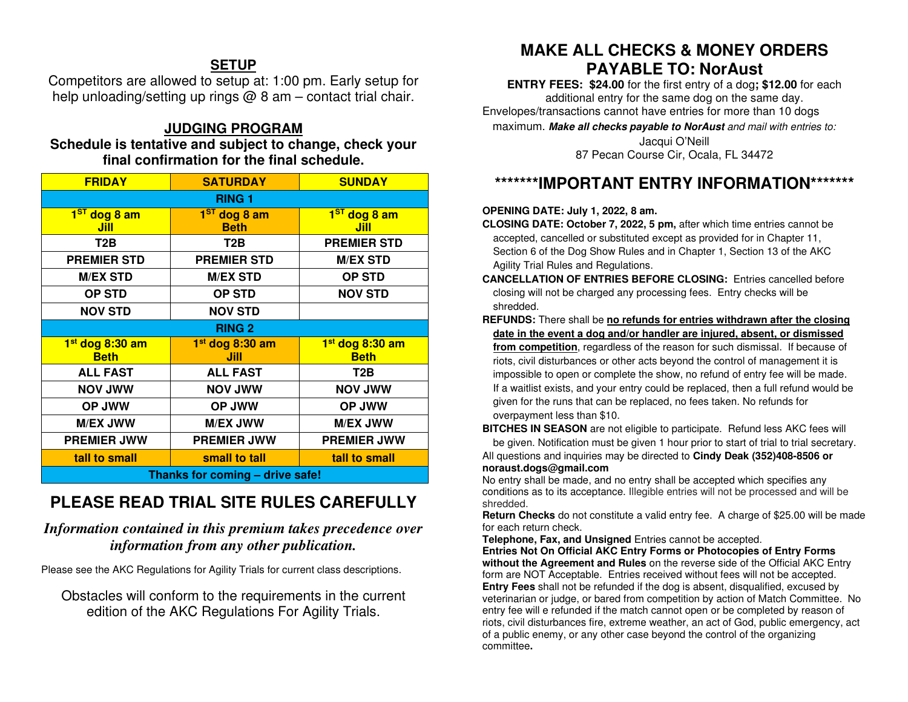## SETUP

Competitors are allowed to setup at: 1:00 pm. Early setup for help unloading/setting up rings @ 8 am – contact trial chair.

## JUDGING PROGRAM

**Schedule is tentative and subject to change, check your final confirmation for the final schedule.**

| FRIDAY | SATURDAY | SUNDAY |
|---|---|---|
| **RING 1** | | |
| 1ST dog 8 am Jill | 1ST dog 8 am Beth | 1ST dog 8 am Jill |
| T2B | T2B | PREMIER STD |
| PREMIER STD | PREMIER STD | M/EX STD |
| M/EX STD | M/EX STD | OP STD |
| OP STD | OP STD | NOV STD |
| NOV STD | NOV STD | |
| **RING 2** | | |
| 1st dog 8:30 am Beth | 1st dog 8:30 am Jill | 1st dog 8:30 am Beth |
| ALL FAST | ALL FAST | T2B |
| NOV JWW | NOV JWW | NOV JWW |
| OP JWW | OP JWW | OP JWW |
| M/EX JWW | M/EX JWW | M/EX JWW |
| PREMIER JWW | PREMIER JWW | PREMIER JWW |
| tall to small | small to tall | tall to small |
| **Thanks for coming – drive safe!** | | |

# PLEASE READ TRIAL SITE RULES CAREFULLY

***Information contained in this premium takes precedence over information from any other publication.***

Please see the AKC Regulations for Agility Trials for current class descriptions.

Obstacles will conform to the requirements in the current edition of the AKC Regulations For Agility Trials.

# MAKE ALL CHECKS & MONEY ORDERS PAYABLE TO: NorAust

**ENTRY FEES: $24.00** for the first entry of a dog**; $12.00** for each additional entry for the same dog on the same day.
Envelopes/transactions cannot have entries for more than 10 dogs maximum. ***Make all checks payable to NorAust*** *and mail with entries to:*

Jacqui O'Neill
87 Pecan Course Cir, Ocala, FL 34472

## *******IMPORTANT ENTRY INFORMATION*******

**OPENING DATE: July 1, 2022, 8 am.**

**CLOSING DATE: October 7, 2022, 5 pm,** after which time entries cannot be accepted, cancelled or substituted except as provided for in Chapter 11, Section 6 of the Dog Show Rules and in Chapter 1, Section 13 of the AKC Agility Trial Rules and Regulations.

**CANCELLATION OF ENTRIES BEFORE CLOSING:** Entries cancelled before closing will not be charged any processing fees. Entry checks will be shredded.

**REFUNDS:** There shall be **no refunds for entries withdrawn after the closing date in the event a dog and/or handler are injured, absent, or dismissed from competition**, regardless of the reason for such dismissal. If because of riots, civil disturbances or other acts beyond the control of management it is impossible to open or complete the show, no refund of entry fee will be made. If a waitlist exists, and your entry could be replaced, then a full refund would be given for the runs that can be replaced, no fees taken. No refunds for overpayment less than $10.

**BITCHES IN SEASON** are not eligible to participate. Refund less AKC fees will be given. Notification must be given 1 hour prior to start of trial to trial secretary.

All questions and inquiries may be directed to **Cindy Deak (352)408-8506 or noraust.dogs@gmail.com**

No entry shall be made, and no entry shall be accepted which specifies any conditions as to its acceptance. Illegible entries will not be processed and will be shredded.

**Return Checks** do not constitute a valid entry fee. A charge of $25.00 will be made for each return check.

**Telephone, Fax, and Unsigned** Entries cannot be accepted.

**Entries Not On Official AKC Entry Forms or Photocopies of Entry Forms without the Agreement and Rules** on the reverse side of the Official AKC Entry form are NOT Acceptable. Entries received without fees will not be accepted.

**Entry Fees** shall not be refunded if the dog is absent, disqualified, excused by veterinarian or judge, or bared from competition by action of Match Committee. No entry fee will e refunded if the match cannot open or be completed by reason of riots, civil disturbances fire, extreme weather, an act of God, public emergency, act of a public enemy, or any other case beyond the control of the organizing committee**.**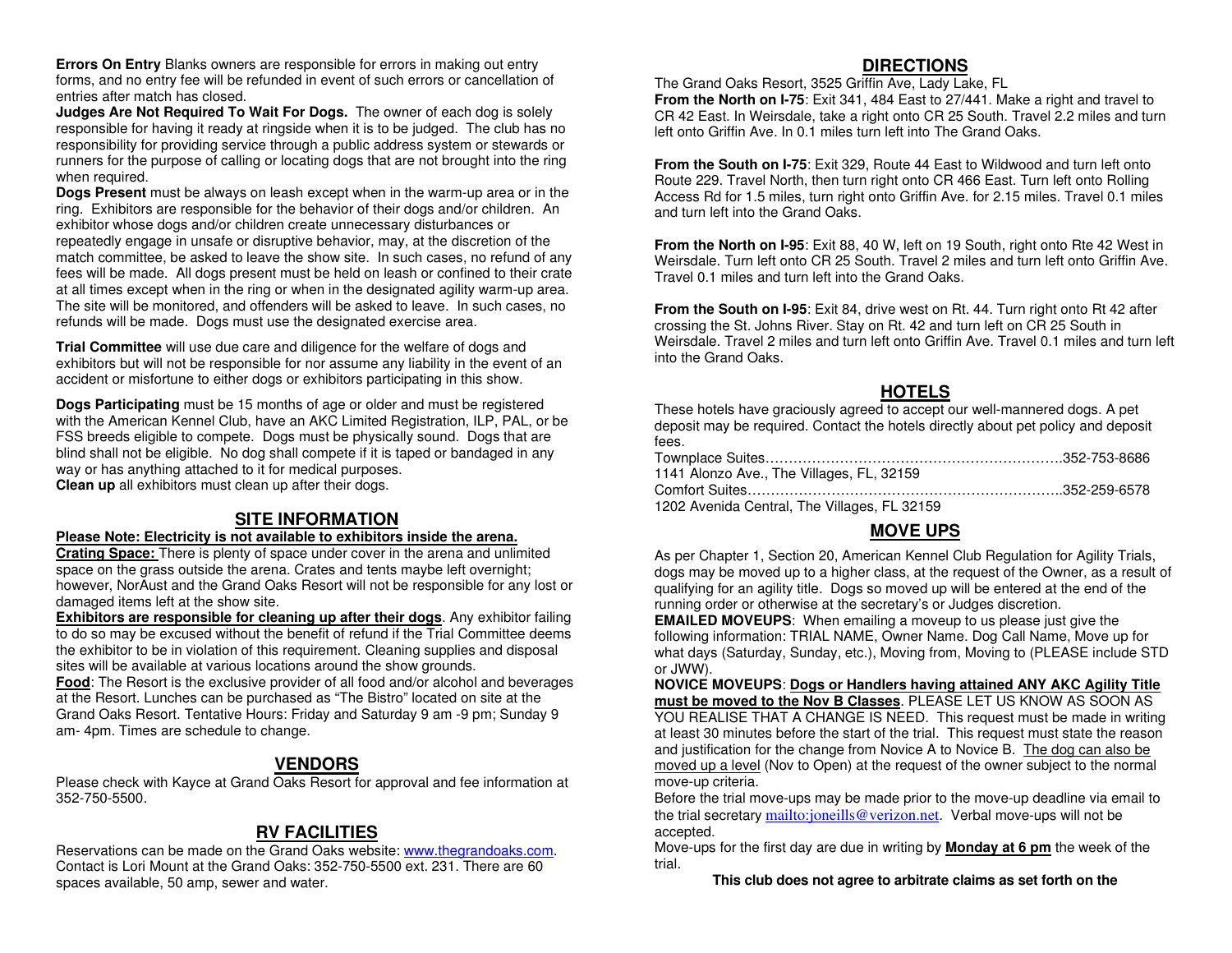**Errors On Entry** Blanks owners are responsible for errors in making out entry forms, and no entry fee will be refunded in event of such errors or cancellation of entries after match has closed.

**Judges Are Not Required To Wait For Dogs.** The owner of each dog is solely responsible for having it ready at ringside when it is to be judged. The club has no responsibility for providing service through a public address system or stewards or runners for the purpose of calling or locating dogs that are not brought into the ring when required.

**Dogs Present** must be always on leash except when in the warm-up area or in the ring. Exhibitors are responsible for the behavior of their dogs and/or children. An exhibitor whose dogs and/or children create unnecessary disturbances or repeatedly engage in unsafe or disruptive behavior, may, at the discretion of the match committee, be asked to leave the show site. In such cases, no refund of any fees will be made. All dogs present must be held on leash or confined to their crate at all times except when in the ring or when in the designated agility warm-up area. The site will be monitored, and offenders will be asked to leave. In such cases, no refunds will be made. Dogs must use the designated exercise area.

**Trial Committee** will use due care and diligence for the welfare of dogs and exhibitors but will not be responsible for nor assume any liability in the event of an accident or misfortune to either dogs or exhibitors participating in this show.

**Dogs Participating** must be 15 months of age or older and must be registered with the American Kennel Club, have an AKC Limited Registration, ILP, PAL, or be FSS breeds eligible to compete. Dogs must be physically sound. Dogs that are blind shall not be eligible. No dog shall compete if it is taped or bandaged in any way or has anything attached to it for medical purposes.

**Clean up** all exhibitors must clean up after their dogs.

## SITE INFORMATION

**Please Note: Electricity is not available to exhibitors inside the arena.**

**Crating Space:** There is plenty of space under cover in the arena and unlimited space on the grass outside the arena. Crates and tents maybe left overnight; however, NorAust and the Grand Oaks Resort will not be responsible for any lost or damaged items left at the show site.

**Exhibitors are responsible for cleaning up after their dogs**. Any exhibitor failing to do so may be excused without the benefit of refund if the Trial Committee deems the exhibitor to be in violation of this requirement. Cleaning supplies and disposal sites will be available at various locations around the show grounds.

**Food**: The Resort is the exclusive provider of all food and/or alcohol and beverages at the Resort. Lunches can be purchased as "The Bistro" located on site at the Grand Oaks Resort. Tentative Hours: Friday and Saturday 9 am -9 pm; Sunday 9 am- 4pm. Times are schedule to change.

## VENDORS

Please check with Kayce at Grand Oaks Resort for approval and fee information at 352-750-5500.

## RV FACILITIES

Reservations can be made on the Grand Oaks website: www.thegrandoaks.com. Contact is Lori Mount at the Grand Oaks: 352-750-5500 ext. 231. There are 60 spaces available, 50 amp, sewer and water.

## DIRECTIONS

The Grand Oaks Resort, 3525 Griffin Ave, Lady Lake, FL

**From the North on I-75**: Exit 341, 484 East to 27/441. Make a right and travel to CR 42 East. In Weirsdale, take a right onto CR 25 South. Travel 2.2 miles and turn left onto Griffin Ave. In 0.1 miles turn left into The Grand Oaks.

**From the South on I-75**: Exit 329, Route 44 East to Wildwood and turn left onto Route 229. Travel North, then turn right onto CR 466 East. Turn left onto Rolling Access Rd for 1.5 miles, turn right onto Griffin Ave. for 2.15 miles. Travel 0.1 miles and turn left into the Grand Oaks.

**From the North on I-95**: Exit 88, 40 W, left on 19 South, right onto Rte 42 West in Weirsdale. Turn left onto CR 25 South. Travel 2 miles and turn left onto Griffin Ave. Travel 0.1 miles and turn left into the Grand Oaks.

**From the South on I-95**: Exit 84, drive west on Rt. 44. Turn right onto Rt 42 after crossing the St. Johns River. Stay on Rt. 42 and turn left on CR 25 South in Weirsdale. Travel 2 miles and turn left onto Griffin Ave. Travel 0.1 miles and turn left into the Grand Oaks.

## HOTELS

These hotels have graciously agreed to accept our well-mannered dogs. A pet deposit may be required. Contact the hotels directly about pet policy and deposit fees.

Townplace Suites……………………………………………………………352-753-8686
1141 Alonzo Ave., The Villages, FL, 32159

Comfort Suites……………………………………………………………….352-259-6578
1202 Avenida Central, The Villages, FL 32159

## MOVE UPS

As per Chapter 1, Section 20, American Kennel Club Regulation for Agility Trials, dogs may be moved up to a higher class, at the request of the Owner, as a result of qualifying for an agility title. Dogs so moved up will be entered at the end of the running order or otherwise at the secretary's or Judges discretion.

**EMAILED MOVEUPS**: When emailing a moveup to us please just give the following information: TRIAL NAME, Owner Name. Dog Call Name, Move up for what days (Saturday, Sunday, etc.), Moving from, Moving to (PLEASE include STD or JWW).

**NOVICE MOVEUPS**: **Dogs or Handlers having attained ANY AKC Agility Title must be moved to the Nov B Classes**. PLEASE LET US KNOW AS SOON AS YOU REALISE THAT A CHANGE IS NEED. This request must be made in writing at least 30 minutes before the start of the trial. This request must state the reason and justification for the change from Novice A to Novice B. The dog can also be moved up a level (Nov to Open) at the request of the owner subject to the normal move-up criteria.

Before the trial move-ups may be made prior to the move-up deadline via email to the trial secretary mailto:joneills@verizon.net. Verbal move-ups will not be accepted.

Move-ups for the first day are due in writing by **Monday at 6 pm** the week of the trial.

**This club does not agree to arbitrate claims as set forth on the**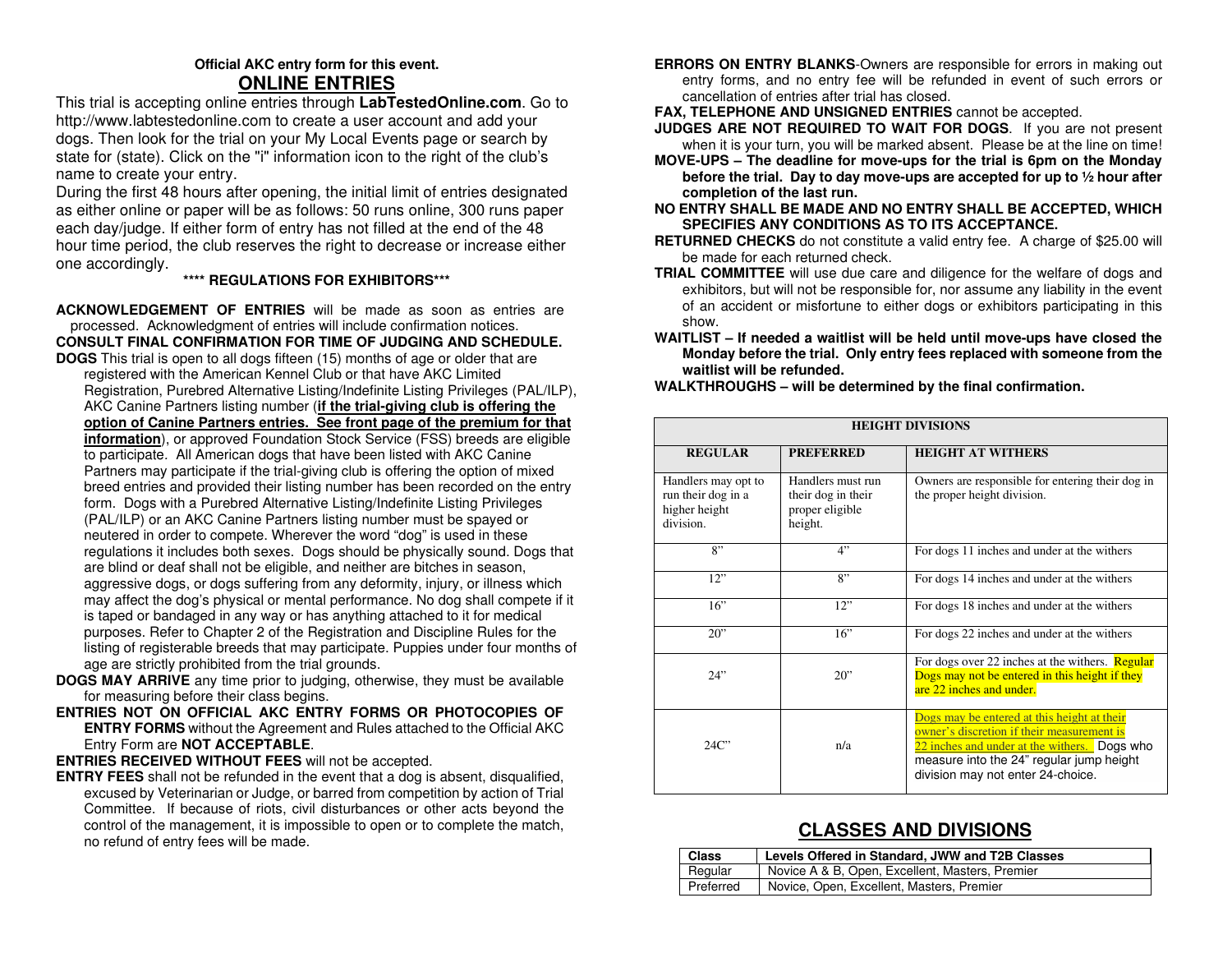**Official AKC entry form for this event.**

## ONLINE ENTRIES

This trial is accepting online entries through **LabTestedOnline.com**. Go to http://www.labtestedonline.com to create a user account and add your dogs. Then look for the trial on your My Local Events page or search by state for (state). Click on the "i" information icon to the right of the club's name to create your entry.

During the first 48 hours after opening, the initial limit of entries designated as either online or paper will be as follows: 50 runs online, 300 runs paper each day/judge. If either form of entry has not filled at the end of the 48 hour time period, the club reserves the right to decrease or increase either one accordingly.

**\*\*\*\* REGULATIONS FOR EXHIBITORS\*\*\***

**ACKNOWLEDGEMENT OF ENTRIES** will be made as soon as entries are processed. Acknowledgment of entries will include confirmation notices.

**CONSULT FINAL CONFIRMATION FOR TIME OF JUDGING AND SCHEDULE.**

**DOGS** This trial is open to all dogs fifteen (15) months of age or older that are registered with the American Kennel Club or that have AKC Limited Registration, Purebred Alternative Listing/Indefinite Listing Privileges (PAL/ILP), AKC Canine Partners listing number (**if the trial-giving club is offering the option of Canine Partners entries. See front page of the premium for that information**), or approved Foundation Stock Service (FSS) breeds are eligible to participate. All American dogs that have been listed with AKC Canine Partners may participate if the trial-giving club is offering the option of mixed breed entries and provided their listing number has been recorded on the entry form. Dogs with a Purebred Alternative Listing/Indefinite Listing Privileges (PAL/ILP) or an AKC Canine Partners listing number must be spayed or neutered in order to compete. Wherever the word "dog" is used in these regulations it includes both sexes. Dogs should be physically sound. Dogs that are blind or deaf shall not be eligible, and neither are bitches in season, aggressive dogs, or dogs suffering from any deformity, injury, or illness which may affect the dog's physical or mental performance. No dog shall compete if it is taped or bandaged in any way or has anything attached to it for medical purposes. Refer to Chapter 2 of the Registration and Discipline Rules for the listing of registerable breeds that may participate. Puppies under four months of age are strictly prohibited from the trial grounds.

**DOGS MAY ARRIVE** any time prior to judging, otherwise, they must be available for measuring before their class begins.

**ENTRIES NOT ON OFFICIAL AKC ENTRY FORMS OR PHOTOCOPIES OF ENTRY FORMS** without the Agreement and Rules attached to the Official AKC Entry Form are **NOT ACCEPTABLE**.

**ENTRIES RECEIVED WITHOUT FEES** will not be accepted.

**ENTRY FEES** shall not be refunded in the event that a dog is absent, disqualified, excused by Veterinarian or Judge, or barred from competition by action of Trial Committee. If because of riots, civil disturbances or other acts beyond the control of the management, it is impossible to open or to complete the match, no refund of entry fees will be made.

**ERRORS ON ENTRY BLANKS**-Owners are responsible for errors in making out entry forms, and no entry fee will be refunded in event of such errors or cancellation of entries after trial has closed.

**FAX, TELEPHONE AND UNSIGNED ENTRIES** cannot be accepted.

**JUDGES ARE NOT REQUIRED TO WAIT FOR DOGS**. If you are not present when it is your turn, you will be marked absent. Please be at the line on time!

**MOVE-UPS – The deadline for move-ups for the trial is 6pm on the Monday before the trial. Day to day move-ups are accepted for up to ½ hour after completion of the last run.**

**NO ENTRY SHALL BE MADE AND NO ENTRY SHALL BE ACCEPTED, WHICH SPECIFIES ANY CONDITIONS AS TO ITS ACCEPTANCE.**

**RETURNED CHECKS** do not constitute a valid entry fee. A charge of $25.00 will be made for each returned check.

**TRIAL COMMITTEE** will use due care and diligence for the welfare of dogs and exhibitors, but will not be responsible for, nor assume any liability in the event of an accident or misfortune to either dogs or exhibitors participating in this show.

**WAITLIST – If needed a waitlist will be held until move-ups have closed the Monday before the trial. Only entry fees replaced with someone from the waitlist will be refunded.**

**WALKTHROUGHS – will be determined by the final confirmation.**

| HEIGHT DIVISIONS | | |
|---|---|---|
| **REGULAR** | **PREFERRED** | **HEIGHT AT WITHERS** |
| Handlers may opt to run their dog in a higher height division. | Handlers must run their dog in their proper eligible height. | Owners are responsible for entering their dog in the proper height division. |
| 8" | 4" | For dogs 11 inches and under at the withers |
| 12" | 8" | For dogs 14 inches and under at the withers |
| 16" | 12" | For dogs 18 inches and under at the withers |
| 20" | 16" | For dogs 22 inches and under at the withers |
| 24" | 20" | For dogs over 22 inches at the withers. Regular Dogs may not be entered in this height if they are 22 inches and under. |
| 24C" | n/a | Dogs may be entered at this height at their owner's discretion if their measurement is 22 inches and under at the withers. Dogs who measure into the 24" regular jump height division may not enter 24-choice. |

## CLASSES AND DIVISIONS

| Class | Levels Offered in Standard, JWW and T2B Classes |
|---|---|
| Regular | Novice A & B, Open, Excellent, Masters, Premier |
| Preferred | Novice, Open, Excellent, Masters, Premier |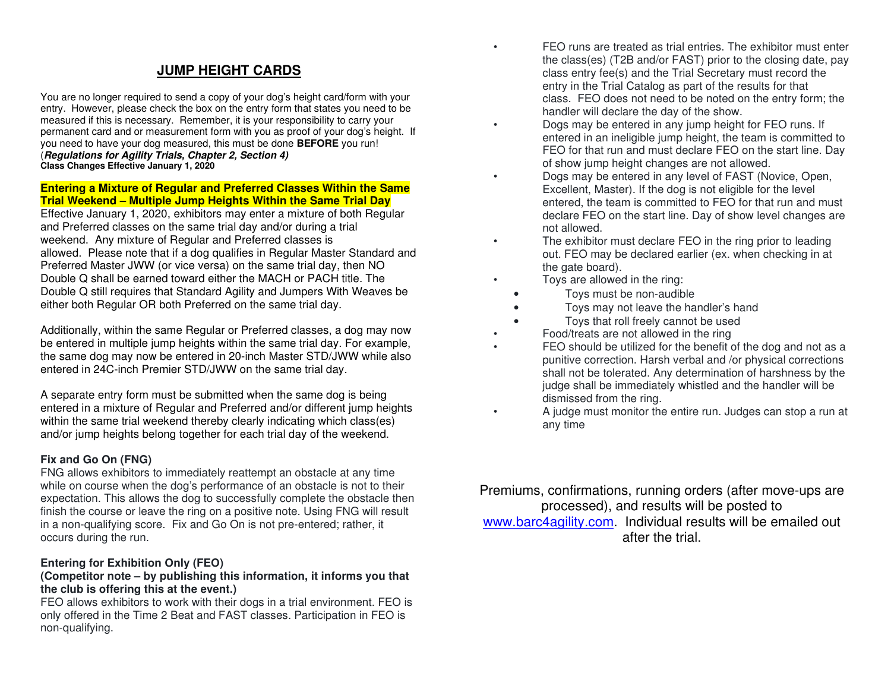## JUMP HEIGHT CARDS

You are no longer required to send a copy of your dog's height card/form with your entry. However, please check the box on the entry form that states you need to be measured if this is necessary. Remember, it is your responsibility to carry your permanent card and or measurement form with you as proof of your dog's height. If you need to have your dog measured, this must be done **BEFORE** you run!
(***Regulations for Agility Trials, Chapter 2, Section 4)***
**Class Changes Effective January 1, 2020**

**Entering a Mixture of Regular and Preferred Classes Within the Same Trial Weekend – Multiple Jump Heights Within the Same Trial Day**
Effective January 1, 2020, exhibitors may enter a mixture of both Regular and Preferred classes on the same trial day and/or during a trial weekend. Any mixture of Regular and Preferred classes is allowed. Please note that if a dog qualifies in Regular Master Standard and Preferred Master JWW (or vice versa) on the same trial day, then NO Double Q shall be earned toward either the MACH or PACH title. The Double Q still requires that Standard Agility and Jumpers With Weaves be either both Regular OR both Preferred on the same trial day.

Additionally, within the same Regular or Preferred classes, a dog may now be entered in multiple jump heights within the same trial day. For example, the same dog may now be entered in 20-inch Master STD/JWW while also entered in 24C-inch Premier STD/JWW on the same trial day.

A separate entry form must be submitted when the same dog is being entered in a mixture of Regular and Preferred and/or different jump heights within the same trial weekend thereby clearly indicating which class(es) and/or jump heights belong together for each trial day of the weekend.

**Fix and Go On (FNG)**
FNG allows exhibitors to immediately reattempt an obstacle at any time while on course when the dog's performance of an obstacle is not to their expectation. This allows the dog to successfully complete the obstacle then finish the course or leave the ring on a positive note. Using FNG will result in a non-qualifying score. Fix and Go On is not pre-entered; rather, it occurs during the run.

**Entering for Exhibition Only (FEO)**
**(Competitor note – by publishing this information, it informs you that the club is offering this at the event.)**
FEO allows exhibitors to work with their dogs in a trial environment. FEO is only offered in the Time 2 Beat and FAST classes. Participation in FEO is non-qualifying.

- FEO runs are treated as trial entries. The exhibitor must enter the class(es) (T2B and/or FAST) prior to the closing date, pay class entry fee(s) and the Trial Secretary must record the entry in the Trial Catalog as part of the results for that class. FEO does not need to be noted on the entry form; the handler will declare the day of the show.
- Dogs may be entered in any jump height for FEO runs. If entered in an ineligible jump height, the team is committed to FEO for that run and must declare FEO on the start line. Day of show jump height changes are not allowed.
- Dogs may be entered in any level of FAST (Novice, Open, Excellent, Master). If the dog is not eligible for the level entered, the team is committed to FEO for that run and must declare FEO on the start line. Day of show level changes are not allowed.
- The exhibitor must declare FEO in the ring prior to leading out. FEO may be declared earlier (ex. when checking in at the gate board).
- Toys are allowed in the ring:
  - Toys must be non-audible
  - Toys may not leave the handler's hand
  - Toys that roll freely cannot be used
- Food/treats are not allowed in the ring
- FEO should be utilized for the benefit of the dog and not as a punitive correction. Harsh verbal and /or physical corrections shall not be tolerated. Any determination of harshness by the judge shall be immediately whistled and the handler will be dismissed from the ring.
- A judge must monitor the entire run. Judges can stop a run at any time

Premiums, confirmations, running orders (after move-ups are processed), and results will be posted to www.barc4agility.com. Individual results will be emailed out after the trial.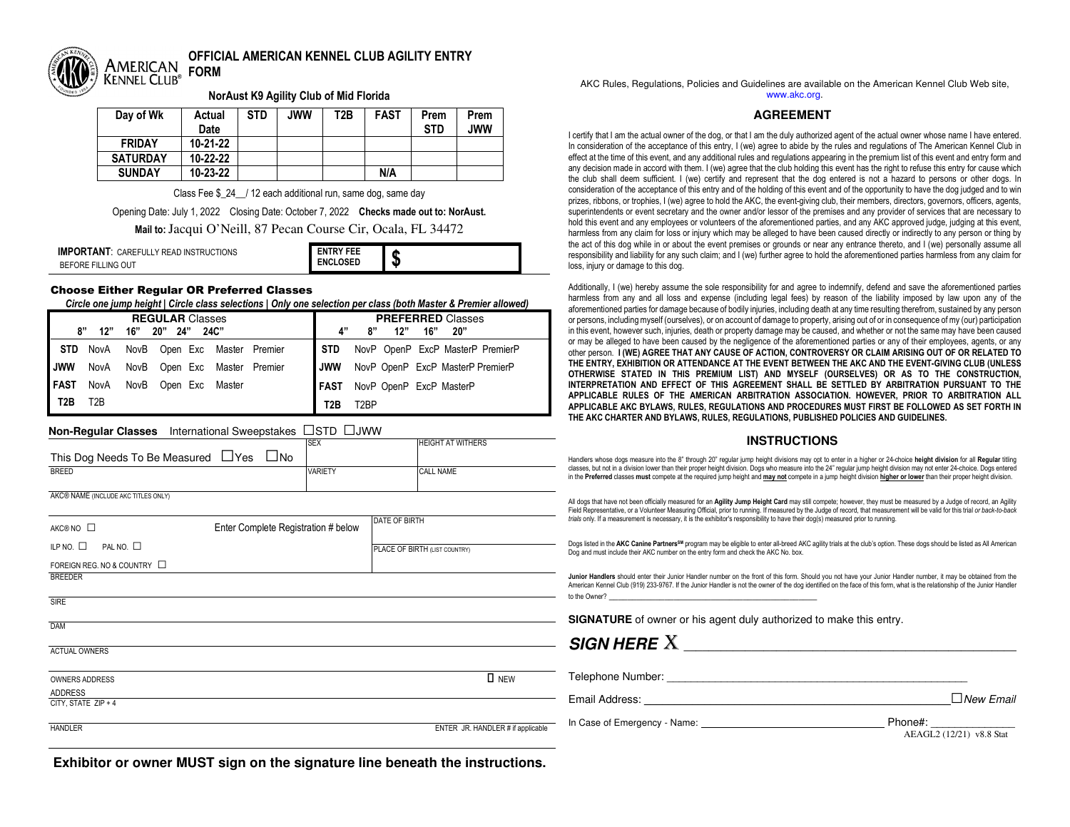# OFFICIAL AMERICAN KENNEL CLUB AGILITY ENTRY FORM

**NorAust K9 Agility Club of Mid Florida**

| Day of Wk | Actual Date | STD | JWW | T2B | FAST | Prem STD | Prem JWW |
|---|---|---|---|---|---|---|---|
| FRIDAY | 10-21-22 | | | | | | |
| SATURDAY | 10-22-22 | | | | | | |
| SUNDAY | 10-23-22 | | | | N/A | | |

Class Fee $_24__/ 12 each additional run, same dog, same day

Opening Date: July 1, 2022 Closing Date: October 7, 2022 **Checks made out to: NorAust.**

**Mail to:** Jacqui O'Neill, 87 Pecan Course Cir, Ocala, FL 34472

**IMPORTANT**: CAREFULLY READ INSTRUCTIONS BEFORE FILLING OUT

**ENTRY FEE ENCLOSED** $

## Choose Either Regular OR Preferred Classes

*Circle one jump height | Circle class selections | Only one selection per class (both Master & Premier allowed)*

| **REGULAR** Classes | | **PREFERRED** Classes | |
|---|---|---|---|
| 8" 12" 16" 20" 24" 24C" | | 4" 8" 12" 16" 20" | |
| **STD** | NovA NovB Open Exc Master Premier | **STD** | NovP OpenP ExcP MasterP PremierP |
| **JWW** | NovA NovB Open Exc Master Premier | **JWW** | NovP OpenP ExcP MasterP PremierP |
| **FAST** | NovA NovB Open Exc Master | **FAST** | NovP OpenP ExcP MasterP |
| **T2B** | T2B | **T2B** | T2BP |

**Non-Regular Classes** International Sweepstakes ☐STD ☐JWW

This Dog Needs To Be Measured ☐Yes ☐No

SEX

HEIGHT AT WITHERS

BREED

VARIETY

CALL NAME

AKC® NAME (INCLUDE AKC TITLES ONLY)

AKC® NO ☐

Enter Complete Registration # below

DATE OF BIRTH

ILP NO. ☐ PAL NO. ☐

PLACE OF BIRTH (LIST COUNTRY)

FOREIGN REG. NO & COUNTRY ☐

BREEDER

SIRE

DAM

ACTUAL OWNERS

OWNERS ADDRESS ☐ NEW

ADDRESS

CITY, STATE ZIP + 4

HANDLER

ENTER JR. HANDLER # if applicable

**Exhibitor or owner MUST sign on the signature line beneath the instructions.**

AKC Rules, Regulations, Policies and Guidelines are available on the American Kennel Club Web site, www.akc.org.

## AGREEMENT

I certify that I am the actual owner of the dog, or that I am the duly authorized agent of the actual owner whose name I have entered. In consideration of the acceptance of this entry, I (we) agree to abide by the rules and regulations of The American Kennel Club in effect at the time of this event, and any additional rules and regulations appearing in the premium list of this event and entry form and any decision made in accord with them. I (we) agree that the club holding this event has the right to refuse this entry for cause which the club shall deem sufficient. I (we) certify and represent that the dog entered is not a hazard to persons or other dogs. In consideration of the acceptance of this entry and of the holding of this event and of the opportunity to have the dog judged and to win prizes, ribbons, or trophies, I (we) agree to hold the AKC, the event-giving club, their members, directors, governors, officers, agents, superintendents or event secretary and the owner and/or lessor of the premises and any provider of services that are necessary to hold this event and any employees or volunteers of the aforementioned parties, and any AKC approved judge, judging at this event, harmless from any claim for loss or injury which may be alleged to have been caused directly or indirectly to any person or thing by the act of this dog while in or about the event premises or grounds or near any entrance thereto, and I (we) personally assume all responsibility and liability for any such claim; and I (we) further agree to hold the aforementioned parties harmless from any claim for loss, injury or damage to this dog.

Additionally, I (we) hereby assume the sole responsibility for and agree to indemnify, defend and save the aforementioned parties harmless from any and all loss and expense (including legal fees) by reason of the liability imposed by law upon any of the aforementioned parties for damage because of bodily injuries, including death at any time resulting therefrom, sustained by any person or persons, including myself (ourselves), or on account of damage to property, arising out of or in consequence of my (our) participation in this event, however such, injuries, death or property damage may be caused, and whether or not the same may have been caused or may be alleged to have been caused by the negligence of the aforementioned parties or any of their employees, agents, or any other person. **I (WE) AGREE THAT ANY CAUSE OF ACTION, CONTROVERSY OR CLAIM ARISING OUT OF OR RELATED TO THE ENTRY, EXHIBITION OR ATTENDANCE AT THE EVENT BETWEEN THE AKC AND THE EVENT-GIVING CLUB (UNLESS OTHERWISE STATED IN THIS PREMIUM LIST) AND MYSELF (OURSELVES) OR AS TO THE CONSTRUCTION, INTERPRETATION AND EFFECT OF THIS AGREEMENT SHALL BE SETTLED BY ARBITRATION PURSUANT TO THE APPLICABLE RULES OF THE AMERICAN ARBITRATION ASSOCIATION. HOWEVER, PRIOR TO ARBITRATION ALL APPLICABLE AKC BYLAWS, RULES, REGULATIONS AND PROCEDURES MUST FIRST BE FOLLOWED AS SET FORTH IN THE AKC CHARTER AND BYLAWS, RULES, REGULATIONS, PUBLISHED POLICIES AND GUIDELINES.**

## INSTRUCTIONS

Handlers whose dogs measure into the 8" through 20" regular jump height divisions may opt to enter in a higher or 24-choice **height division** for all **Regular** titling classes, but not in a division lower than their proper height division. Dogs who measure into the 24" regular jump height division may not enter 24-choice. Dogs entered in the **Preferred** classes **must** compete at the required jump height and **may not** compete in a jump height division **higher or lower** than their proper height division.

All dogs that have not been officially measured for an **Agility Jump Height Card** may still compete; however, they must be measured by a Judge of record, an Agility Field Representative, or a Volunteer Measuring Official, prior to running. If measured by the Judge of record, that measurement will be valid for this trial *or back-to-back trials* only. If a measurement is necessary, it is the exhibitor's responsibility to have their dog(s) measured prior to running.

Dogs listed in the **AKC Canine Partners℠** program may be eligible to enter all-breed AKC agility trials at the club's option. These dogs should be listed as All American Dog and must include their AKC number on the entry form and check the AKC No. box.

**Junior Handlers** should enter their Junior Handler number on the front of this form. Should you not have your Junior Handler number, it may be obtained from the American Kennel Club (919) 233-9767. If the Junior Handler is not the owner of the dog identified on the face of this form, what is the relationship of the Junior Handler to the Owner? ______________________________

**SIGNATURE** of owner or his agent duly authorized to make this entry.

***SIGN HERE* X** ______________________________

Telephone Number: ______________________________

Email Address: ______________________________ ☐*New Email*

In Case of Emergency - Name: ______________________ Phone#: ______________

AEAGL2 (12/21) v8.8 Stat